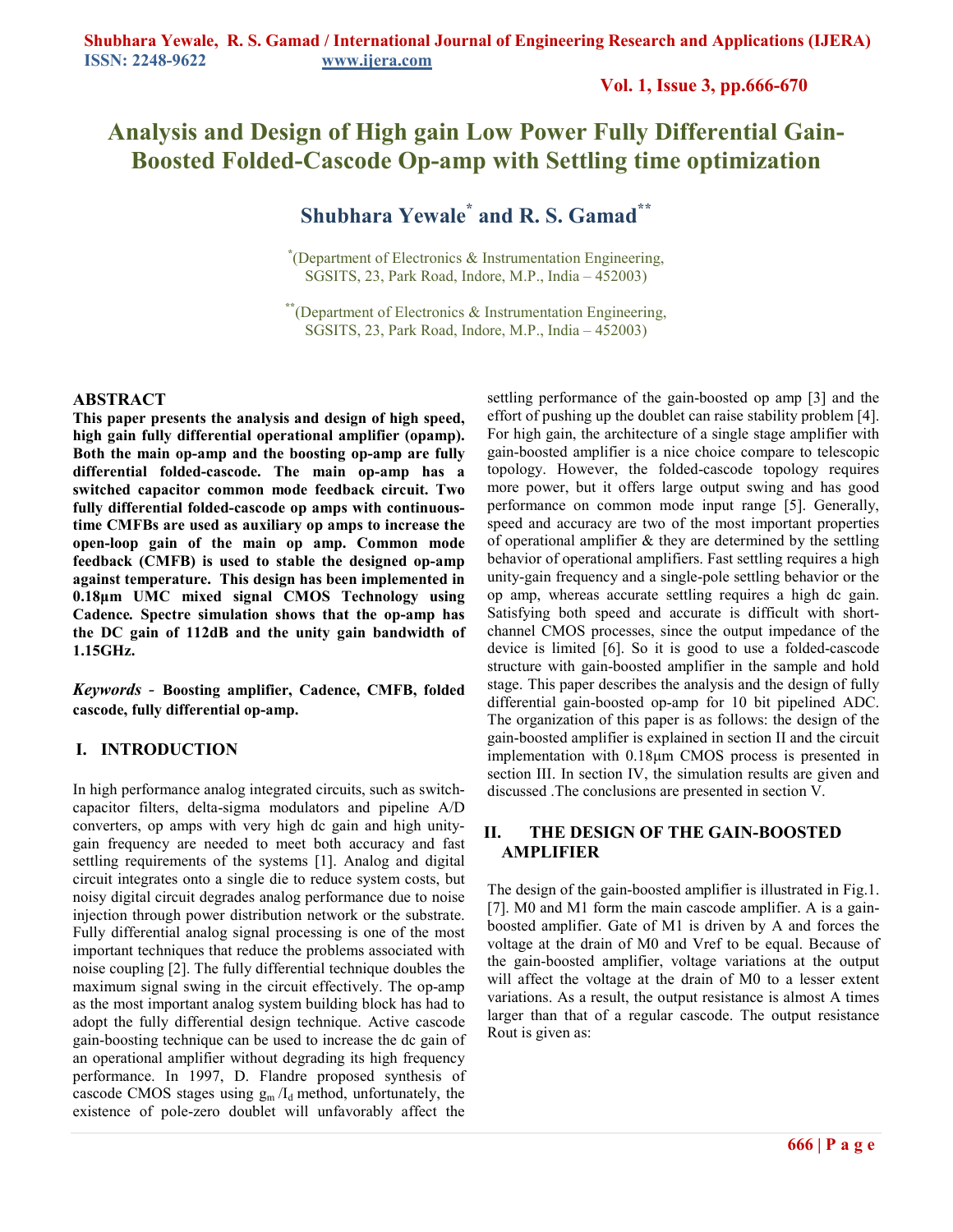# Analysis and Design of High gain Low Power Fully Differential Gain-Boosted Folded-Cascode Op-amp with Settling time optimization

## Shubhara Yewale[*] and R. S. Gamad[**]

[*](Department of Electronics & Instrumentation Engineering, SGSITS, 23, Park Road, Indore, M.P., India – 452003)

[**](Department of Electronics & Instrumentation Engineering, SGSITS, 23, Park Road, Indore, M.P., India – 452003)

## ABSTRACT

**This paper presents the analysis and design of high speed, high gain fully differential operational amplifier (opamp). Both the main op-amp and the boosting op-amp are fully differential folded-cascode. The main op-amp has a switched capacitor common mode feedback circuit. Two fully differential folded-cascode op amps with continuous-time CMFBs are used as auxiliary op amps to increase the open-loop gain of the main op amp. Common mode feedback (CMFB) is used to stable the designed op-amp against temperature. This design has been implemented in 0.18µm UMC mixed signal CMOS Technology using Cadence. Spectre simulation shows that the op-amp has the DC gain of 112dB and the unity gain bandwidth of 1.15GHz.**

***Keywords*** - **Boosting amplifier, Cadence, CMFB, folded cascode, fully differential op-amp.**

## I. INTRODUCTION

In high performance analog integrated circuits, such as switch-capacitor filters, delta-sigma modulators and pipeline A/D converters, op amps with very high dc gain and high unity-gain frequency are needed to meet both accuracy and fast settling requirements of the systems [1]. Analog and digital circuit integrates onto a single die to reduce system costs, but noisy digital circuit degrades analog performance due to noise injection through power distribution network or the substrate. Fully differential analog signal processing is one of the most important techniques that reduce the problems associated with noise coupling [2]. The fully differential technique doubles the maximum signal swing in the circuit effectively. The op-amp as the most important analog system building block has had to adopt the fully differential design technique. Active cascode gain-boosting technique can be used to increase the dc gain of an operational amplifier without degrading its high frequency performance. In 1997, D. Flandre proposed synthesis of cascode CMOS stages using $g_m / I_d$ method, unfortunately, the existence of pole-zero doublet will unfavorably affect the settling performance of the gain-boosted op amp [3] and the effort of pushing up the doublet can raise stability problem [4]. For high gain, the architecture of a single stage amplifier with gain-boosted amplifier is a nice choice compare to telescopic topology. However, the folded-cascode topology requires more power, but it offers large output swing and has good performance on common mode input range [5]. Generally, speed and accuracy are two of the most important properties of operational amplifier & they are determined by the settling behavior of operational amplifiers. Fast settling requires a high unity-gain frequency and a single-pole settling behavior or the op amp, whereas accurate settling requires a high dc gain. Satisfying both speed and accurate is difficult with short-channel CMOS processes, since the output impedance of the device is limited [6]. So it is good to use a folded-cascode structure with gain-boosted amplifier in the sample and hold stage. This paper describes the analysis and the design of fully differential gain-boosted op-amp for 10 bit pipelined ADC. The organization of this paper is as follows: the design of the gain-boosted amplifier is explained in section II and the circuit implementation with 0.18µm CMOS process is presented in section III. In section IV, the simulation results are given and discussed .The conclusions are presented in section V.

## II. THE DESIGN OF THE GAIN-BOOSTED AMPLIFIER

The design of the gain-boosted amplifier is illustrated in Fig.1. [7]. M0 and M1 form the main cascode amplifier. A is a gain-boosted amplifier. Gate of M1 is driven by A and forces the voltage at the drain of M0 and Vref to be equal. Because of the gain-boosted amplifier, voltage variations at the output will affect the voltage at the drain of M0 to a lesser extent variations. As a result, the output resistance is almost A times larger than that of a regular cascode. The output resistance Rout is given as: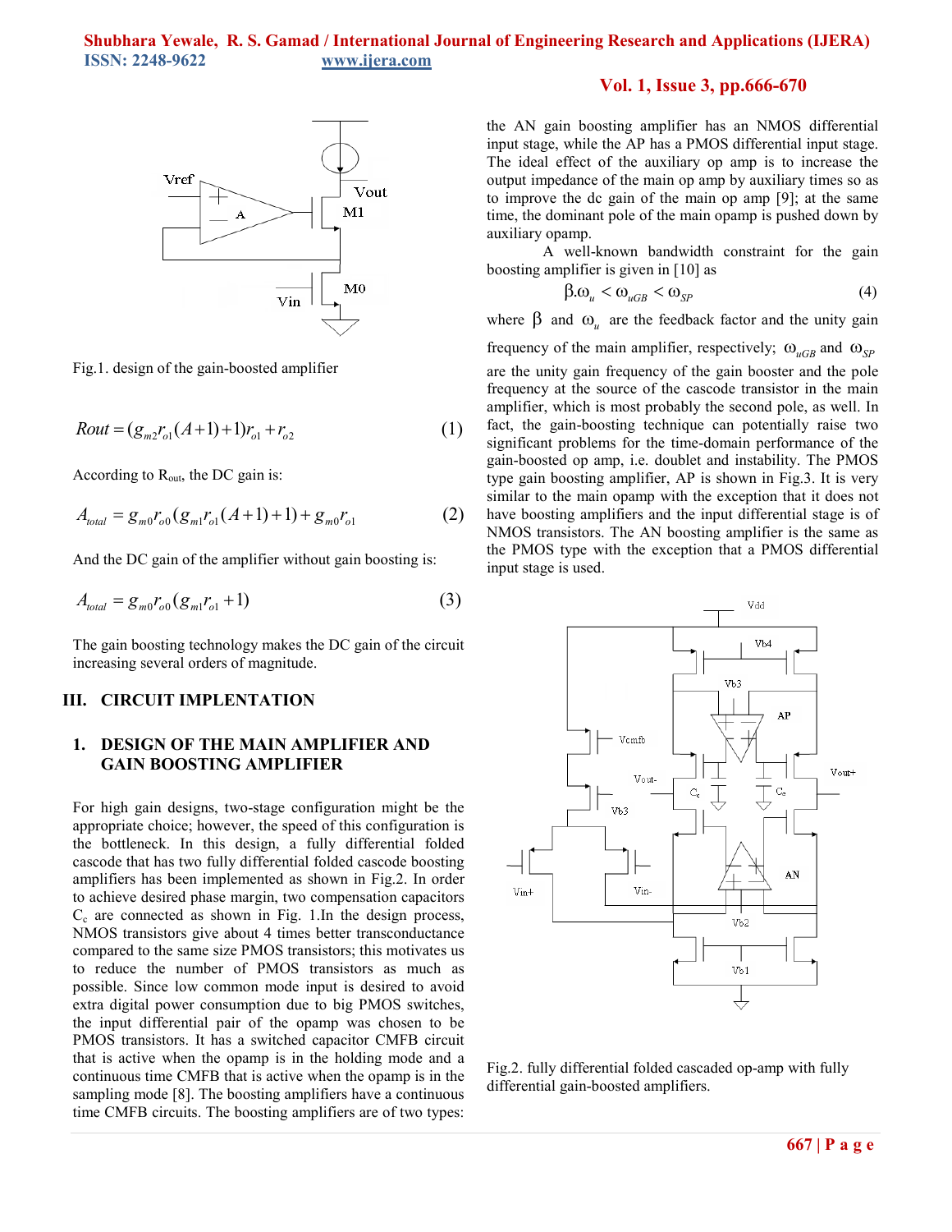Fig.1. design of the gain-boosted amplifier

$$Rout = (g_{m2}r_{o1}(A+1)+1)r_{o1} + r_{o2} \quad (1)$$

According to $R_{out}$, the DC gain is:

$$A_{total} = g_{m0}r_{o0}(g_{m1}r_{o1}(A+1)+1) + g_{m0}r_{o1} \quad (2)$$

And the DC gain of the amplifier without gain boosting is:

$$A_{total} = g_{m0}r_{o0}(g_{m1}r_{o1}+1) \quad (3)$$

The gain boosting technology makes the DC gain of the circuit increasing several orders of magnitude.

## III. CIRCUIT IMPLENTATION

### 1. DESIGN OF THE MAIN AMPLIFIER AND GAIN BOOSTING AMPLIFIER

For high gain designs, two-stage configuration might be the appropriate choice; however, the speed of this configuration is the bottleneck. In this design, a fully differential folded cascode that has two fully differential folded cascode boosting amplifiers has been implemented as shown in Fig.2. In order to achieve desired phase margin, two compensation capacitors $C_c$ are connected as shown in Fig. 1.In the design process, NMOS transistors give about 4 times better transconductance compared to the same size PMOS transistors; this motivates us to reduce the number of PMOS transistors as much as possible. Since low common mode input is desired to avoid extra digital power consumption due to big PMOS switches, the input differential pair of the opamp was chosen to be PMOS transistors. It has a switched capacitor CMFB circuit that is active when the opamp is in the holding mode and a continuous time CMFB that is active when the opamp is in the sampling mode [8]. The boosting amplifiers have a continuous time CMFB circuits. The boosting amplifiers are of two types: the AN gain boosting amplifier has an NMOS differential input stage, while the AP has a PMOS differential input stage. The ideal effect of the auxiliary op amp is to increase the output impedance of the main op amp by auxiliary times so as to improve the dc gain of the main op amp [9]; at the same time, the dominant pole of the main opamp is pushed down by auxiliary opamp.

A well-known bandwidth constraint for the gain boosting amplifier is given in [10] as

$$\beta.\omega_u < \omega_{uGB} < \omega_{SP} \quad (4)$$

where $\beta$ and $\omega_u$ are the feedback factor and the unity gain frequency of the main amplifier, respectively; $\omega_{uGB}$ and $\omega_{SP}$ are the unity gain frequency of the gain booster and the pole frequency at the source of the cascode transistor in the main amplifier, which is most probably the second pole, as well. In fact, the gain-boosting technique can potentially raise two significant problems for the time-domain performance of the gain-boosted op amp, i.e. doublet and instability. The PMOS type gain boosting amplifier, AP is shown in Fig.3. It is very similar to the main opamp with the exception that it does not have boosting amplifiers and the input differential stage is of NMOS transistors. The AN boosting amplifier is the same as the PMOS type with the exception that a PMOS differential input stage is used.

Fig.2. fully differential folded cascaded op-amp with fully differential gain-boosted amplifiers.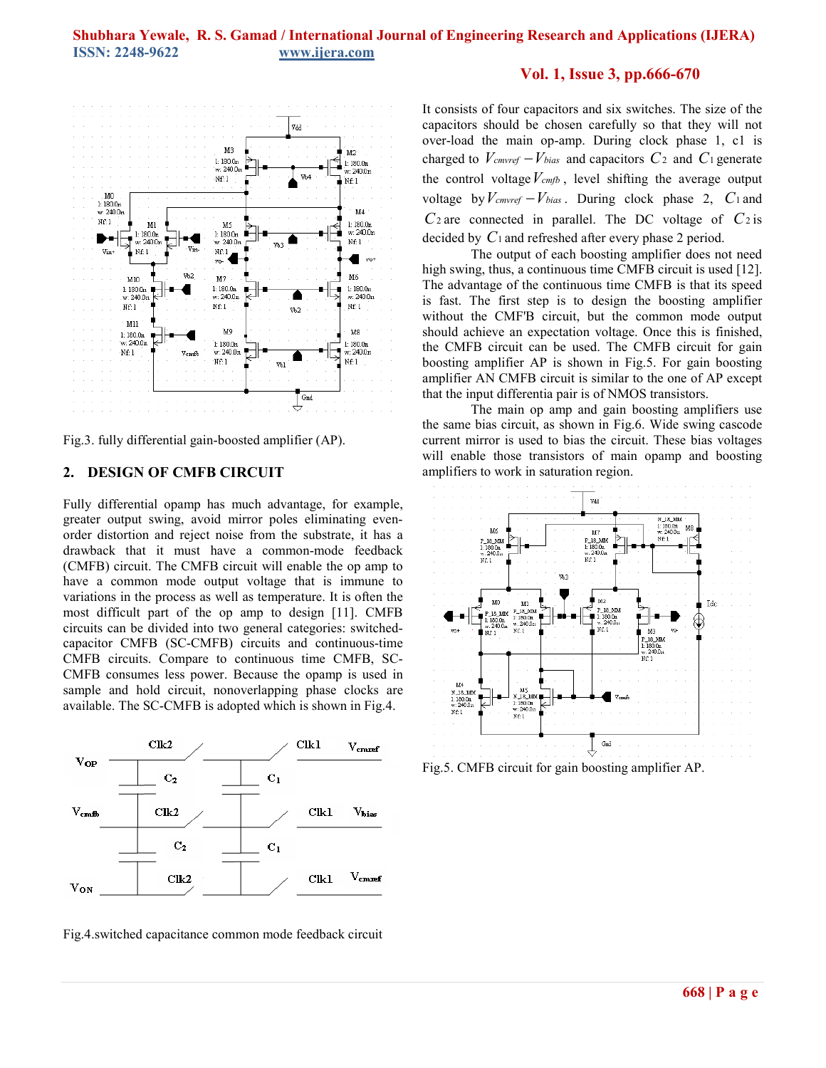Fig.3. fully differential gain-boosted amplifier (AP).

## 2. DESIGN OF CMFB CIRCUIT

Fully differential opamp has much advantage, for example, greater output swing, avoid mirror poles eliminating even-order distortion and reject noise from the substrate, it has a drawback that it must have a common-mode feedback (CMFB) circuit. The CMFB circuit will enable the op amp to have a common mode output voltage that is immune to variations in the process as well as temperature. It is often the most difficult part of the op amp to design [11]. CMFB circuits can be divided into two general categories: switched-capacitor CMFB (SC-CMFB) circuits and continuous-time CMFB circuits. Compare to continuous time CMFB, SC-CMFB consumes less power. Because the opamp is used in sample and hold circuit, nonoverlapping phase clocks are available. The SC-CMFB is adopted which is shown in Fig.4.

Fig.4.switched capacitance common mode feedback circuit

It consists of four capacitors and six switches. The size of the capacitors should be chosen carefully so that they will not over-load the main op-amp. During clock phase 1, c1 is charged to $V_{cmvref} - V_{bias}$ and capacitors $C_2$ and $C_1$ generate the control voltage $V_{cmfb}$, level shifting the average output voltage by $V_{cmvref} - V_{bias}$. During clock phase 2, $C_1$ and $C_2$ are connected in parallel. The DC voltage of $C_2$ is decided by $C_1$ and refreshed after every phase 2 period.

The output of each boosting amplifier does not need high swing, thus, a continuous time CMFB circuit is used [12]. The advantage of the continuous time CMFB is that its speed is fast. The first step is to design the boosting amplifier without the CMF'B circuit, but the common mode output should achieve an expectation voltage. Once this is finished, the CMFB circuit can be used. The CMFB circuit for gain boosting amplifier AP is shown in Fig.5. For gain boosting amplifier AN CMFB circuit is similar to the one of AP except that the input differentia pair is of NMOS transistors.

The main op amp and gain boosting amplifiers use the same bias circuit, as shown in Fig.6. Wide swing cascode current mirror is used to bias the circuit. These bias voltages will enable those transistors of main opamp and boosting amplifiers to work in saturation region.

Fig.5. CMFB circuit for gain boosting amplifier AP.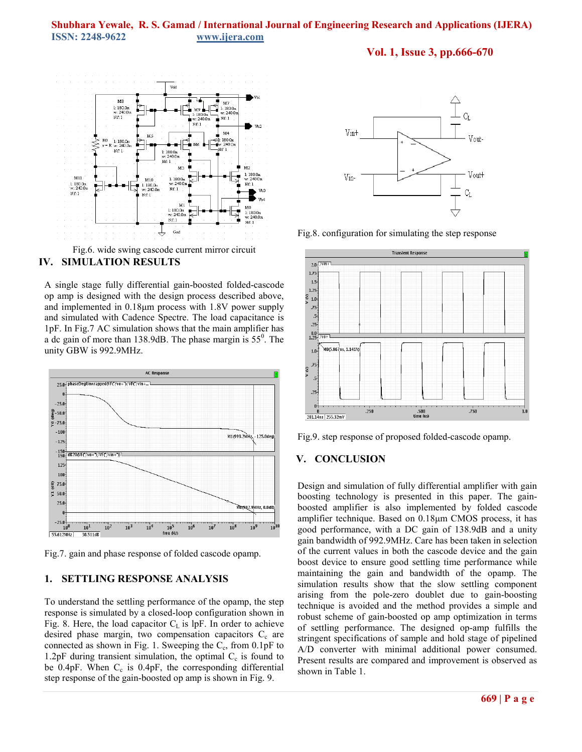Fig.6. wide swing cascode current mirror circuit

## IV. SIMULATION RESULTS

A single stage fully differential gain-boosted folded-cascode op amp is designed with the design process described above, and implemented in 0.18µm process with 1.8V power supply and simulated with Cadence Spectre. The load capacitance is 1pF. In Fig.7 AC simulation shows that the main amplifier has a dc gain of more than 138.9dB. The phase margin is $55^0$. The unity GBW is 992.9MHz.

Fig.7. gain and phase response of folded cascode opamp.

### 1. SETTLING RESPONSE ANALYSIS

To understand the settling performance of the opamp, the step response is simulated by a closed-loop configuration shown in Fig. 8. Here, the load capacitor $C_L$ is lpF. In order to achieve desired phase margin, two compensation capacitors $C_c$ are connected as shown in Fig. 1. Sweeping the $C_c$, from 0.1pF to 1.2pF during transient simulation, the optimal $C_c$ is found to be 0.4pF. When $C_c$ is 0.4pF, the corresponding differential step response of the gain-boosted op amp is shown in Fig. 9.

Fig.8. configuration for simulating the step response

Fig.9. step response of proposed folded-cascode opamp.

## V. CONCLUSION

Design and simulation of fully differential amplifier with gain boosting technology is presented in this paper. The gain-boosted amplifier is also implemented by folded cascode amplifier technique. Based on 0.18µm CMOS process, it has good performance, with a DC gain of 138.9dB and a unity gain bandwidth of 992.9MHz. Care has been taken in selection of the current values in both the cascode device and the gain boost device to ensure good settling time performance while maintaining the gain and bandwidth of the opamp. The simulation results show that the slow settling component arising from the pole-zero doublet due to gain-boosting technique is avoided and the method provides a simple and robust scheme of gain-boosted op amp optimization in terms of settling performance. The designed op-amp fulfills the stringent specifications of sample and hold stage of pipelined A/D converter with minimal additional power consumed. Present results are compared and improvement is observed as shown in Table 1.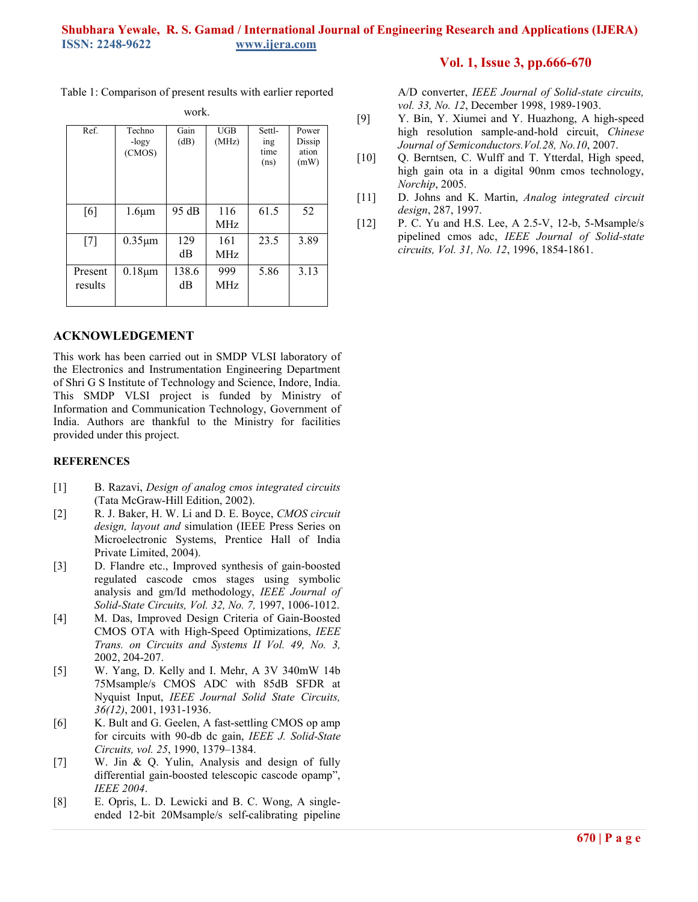Table 1: Comparison of present results with earlier reported work.

| Ref. | Techno-logy (CMOS) | Gain (dB) | UGB (MHz) | Settl-ing time (ns) | Power Dissipation (mW) |
|---|---|---|---|---|---|
| [6] | 1.6μm | 95 dB | 116 MHz | 61.5 | 52 |
| [7] | 0.35μm | 129 dB | 161 MHz | 23.5 | 3.89 |
| Present results | 0.18μm | 138.6 dB | 999 MHz | 5.86 | 3.13 |

## ACKNOWLEDGEMENT

This work has been carried out in SMDP VLSI laboratory of the Electronics and Instrumentation Engineering Department of Shri G S Institute of Technology and Science, Indore, India. This SMDP VLSI project is funded by Ministry of Information and Communication Technology, Government of India. Authors are thankful to the Ministry for facilities provided under this project.

### REFERENCES

[1] B. Razavi, *Design of analog cmos integrated circuits* (Tata McGraw-Hill Edition, 2002).

[2] R. J. Baker, H. W. Li and D. E. Boyce, *CMOS circuit design, layout and* simulation (IEEE Press Series on Microelectronic Systems, Prentice Hall of India Private Limited, 2004).

[3] D. Flandre etc., Improved synthesis of gain-boosted regulated cascode cmos stages using symbolic analysis and gm/Id methodology, *IEEE Journal of Solid-State Circuits, Vol. 32, No. 7,* 1997, 1006-1012.

[4] M. Das, Improved Design Criteria of Gain-Boosted CMOS OTA with High-Speed Optimizations, *IEEE Trans. on Circuits and Systems II Vol. 49, No. 3,* 2002, 204-207.

[5] W. Yang, D. Kelly and I. Mehr, A 3V 340mW 14b 75Msample/s CMOS ADC with 85dB SFDR at Nyquist Input, *IEEE Journal Solid State Circuits, 36(12)*, 2001, 1931-1936.

[6] K. Bult and G. Geelen, A fast-settling CMOS op amp for circuits with 90-db dc gain, *IEEE J. Solid-State Circuits, vol. 25*, 1990, 1379–1384.

[7] W. Jin & Q. Yulin, Analysis and design of fully differential gain-boosted telescopic cascode opamp", *IEEE 2004*.

[8] E. Opris, L. D. Lewicki and B. C. Wong, A single-ended 12-bit 20Msample/s self-calibrating pipeline A/D converter, *IEEE Journal of Solid-state circuits, vol. 33, No. 12*, December 1998, 1989-1903.

[9] Y. Bin, Y. Xiumei and Y. Huazhong, A high-speed high resolution sample-and-hold circuit, *Chinese Journal of Semiconductors.Vol.28, No.10*, 2007.

[10] Q. Berntsen, C. Wulff and T. Ytterdal, High speed, high gain ota in a digital 90nm cmos technology, *Norchip*, 2005.

[11] D. Johns and K. Martin, *Analog integrated circuit design*, 287, 1997.

[12] P. C. Yu and H.S. Lee, A 2.5-V, 12-b, 5-Msample/s pipelined cmos adc, *IEEE Journal of Solid-state circuits, Vol. 31, No. 12*, 1996, 1854-1861.